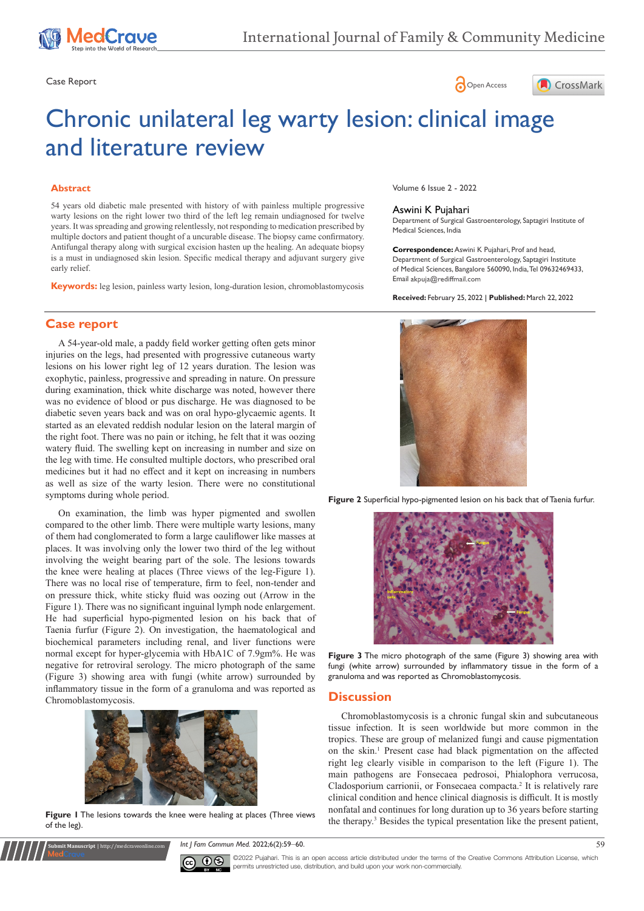Case Report

# Chronic unilateral leg warty lesion: clinical image and literature review

## Abstract

54 years old diabetic male presented with history of with painless multiple progressive warty lesions on the right lower two third of the left leg remain undiagnosed for twelve years. It was spreading and growing relentlessly, not responding to medication prescribed by multiple doctors and patient thought of a uncurable disease. The biopsy came confirmatory. Antifungal therapy along with surgical excision hasten up the healing. An adequate biopsy is a must in undiagnosed skin lesion. Specific medical therapy and adjuvant surgery give early relief.

**Keywords:** leg lesion, painless warty lesion, long-duration lesion, chromoblastomycosis

Volume 6 Issue 2 - 2022

**Aswini K Pujahari**

Department of Surgical Gastroenterology, Saptagiri Institute of Medical Sciences, India

**Correspondence:** Aswini K Pujahari, Prof and head, Department of Surgical Gastroenterology, Saptagiri Institute of Medical Sciences, Bangalore 560090, India, Tel 09632469433, Email akpuja@rediffmail.com

**Received:** February 25, 2022 | **Published:** March 22, 2022

## Case report

A 54-year-old male, a paddy field worker getting often gets minor injuries on the legs, had presented with progressive cutaneous warty lesions on his lower right leg of 12 years duration. The lesion was exophytic, painless, progressive and spreading in nature. On pressure during examination, thick white discharge was noted, however there was no evidence of blood or pus discharge. He was diagnosed to be diabetic seven years back and was on oral hypo-glycaemic agents. It started as an elevated reddish nodular lesion on the lateral margin of the right foot. There was no pain or itching, he felt that it was oozing watery fluid. The swelling kept on increasing in number and size on the leg with time. He consulted multiple doctors, who prescribed oral medicines but it had no effect and it kept on increasing in numbers as well as size of the warty lesion. There were no constitutional symptoms during whole period.

On examination, the limb was hyper pigmented and swollen compared to the other limb. There were multiple warty lesions, many of them had conglomerated to form a large cauliflower like masses at places. It was involving only the lower two third of the leg without involving the weight bearing part of the sole. The lesions towards the knee were healing at places (Three views of the leg-Figure 1). There was no local rise of temperature, firm to feel, non-tender and on pressure thick, white sticky fluid was oozing out (Arrow in the Figure 1). There was no significant inguinal lymph node enlargement. He had superficial hypo-pigmented lesion on his back that of Taenia furfur (Figure 2). On investigation, the haematological and biochemical parameters including renal, and liver functions were normal except for hyper-glycemia with HbA1C of 7.9gm%. He was negative for retroviral serology. The micro photograph of the same (Figure 3) showing area with fungi (white arrow) surrounded by inflammatory tissue in the form of a granuloma and was reported as Chromoblastomycosis.

**Figure 1** The lesions towards the knee were healing at places (Three views of the leg).

**Figure 2** Superficial hypo-pigmented lesion on his back that of Taenia furfur.

**Figure 3** The micro photograph of the same (Figure 3) showing area with fungi (white arrow) surrounded by inflammatory tissue in the form of a granuloma and was reported as Chromoblastomycosis.

## Discussion

Chromoblastomycosis is a chronic fungal skin and subcutaneous tissue infection. It is seen worldwide but more common in the tropics. These are group of melanized fungi and cause pigmentation on the skin.[1] Present case had black pigmentation on the affected right leg clearly visible in comparison to the left (Figure 1). The main pathogens are Fonsecaea pedrosoi, Phialophora verrucosa, Cladosporium carrionii, or Fonsecaea compacta.[2] It is relatively rare clinical condition and hence clinical diagnosis is difficult. It is mostly nonfatal and continues for long duration up to 36 years before starting the therapy.[3] Besides the typical presentation like the present patient,

©2022 Pujahari. This is an open access article distributed under the terms of the Creative Commons Attribution License, which permits unrestricted use, distribution, and build upon your work non-commercially.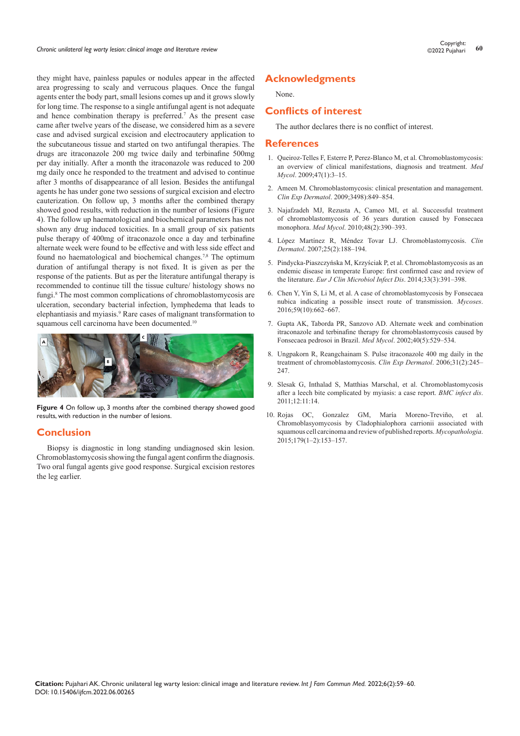they might have, painless papules or nodules appear in the affected area progressing to scaly and verrucous plaques. Once the fungal agents enter the body part, small lesions comes up and it grows slowly for long time. The response to a single antifungal agent is not adequate and hence combination therapy is preferred.[7] As the present case came after twelve years of the disease, we considered him as a severe case and advised surgical excision and electrocautery application to the subcutaneous tissue and started on two antifungal therapies. The drugs are itraconazole 200 mg twice daily and terbinafine 500mg per day initially. After a month the itraconazole was reduced to 200 mg daily once he responded to the treatment and advised to continue after 3 months of disappearance of all lesion. Besides the antifungal agents he has under gone two sessions of surgical excision and electro cauterization. On follow up, 3 months after the combined therapy showed good results, with reduction in the number of lesions (Figure 4). The follow up haematological and biochemical parameters has not shown any drug induced toxicities. In a small group of six patients pulse therapy of 400mg of itraconazole once a day and terbinafine alternate week were found to be effective and with less side effect and found no haematological and biochemical changes.[7,8] The optimum duration of antifungal therapy is not fixed. It is given as per the response of the patients. But as per the literature antifungal therapy is recommended to continue till the tissue culture/ histology shows no fungi.[8] The most common complications of chromoblastomycosis are ulceration, secondary bacterial infection, lymphedema that leads to elephantiasis and myiasis.[9] Rare cases of malignant transformation to squamous cell carcinoma have been documented.[10]

**Figure 4** On follow up, 3 months after the combined therapy showed good results, with reduction in the number of lesions.

## Conclusion

Biopsy is diagnostic in long standing undiagnosed skin lesion. Chromoblastomycosis showing the fungal agent confirm the diagnosis. Two oral fungal agents give good response. Surgical excision restores the leg earlier.

## Acknowledgments

None.

## Conflicts of interest

The author declares there is no conflict of interest.

## References

1. Queiroz-Telles F, Esterre P, Perez-Blanco M, et al. Chromoblastomycosis: an overview of clinical manifestations, diagnosis and treatment. *Med Mycol*. 2009;47(1):3–15.
2. Ameen M. Chromoblastomycosis: clinical presentation and management. *Clin Exp Dermatol*. 2009;3498):849–854.
3. Najafzadeh MJ, Rezusta A, Cameo MI, et al. Successful treatment of chromoblastomycosis of 36 years duration caused by Fonsecaea monophora. *Med Mycol*. 2010;48(2):390–393.
4. López Martínez R, Méndez Tovar LJ. Chromoblastomycosis. *Clin Dermatol*. 2007;25(2):188–194.
5. Pindycka-Piaszczyńska M, Krzyściak P, et al. Chromoblastomycosis as an endemic disease in temperate Europe: first confirmed case and review of the literature. *Eur J Clin Microbiol Infect Dis*. 2014;33(3):391–398.
6. Chen Y, Yin S, Li M, et al. A case of chromoblastomycosis by Fonsecaea nubica indicating a possible insect route of transmission. *Mycoses*. 2016;59(10):662–667.
7. Gupta AK, Taborda PR, Sanzovo AD. Alternate week and combination itraconazole and terbinafine therapy for chromoblastomycosis caused by Fonsecaea pedrosoi in Brazil. *Med Mycol*. 2002;40(5):529–534.
8. Ungpakorn R, Reangchainam S. Pulse itraconazole 400 mg daily in the treatment of chromoblastomycosis. *Clin Exp Dermatol*. 2006;31(2):245–247.
9. Slesak G, Inthalad S, Matthias Marschal, et al. Chromoblastomycosis after a leech bite complicated by myiasis: a case report. *BMC infect dis*. 2011;12:11:14.
10. Rojas OC, Gonzalez GM, María Moreno-Treviño, et al. Chromoblasyomycosis by Cladophialophora carrionii associated with squamous cell carcinoma and review of published reports. *Mycopathologia*. 2015;179(1–2):153–157.